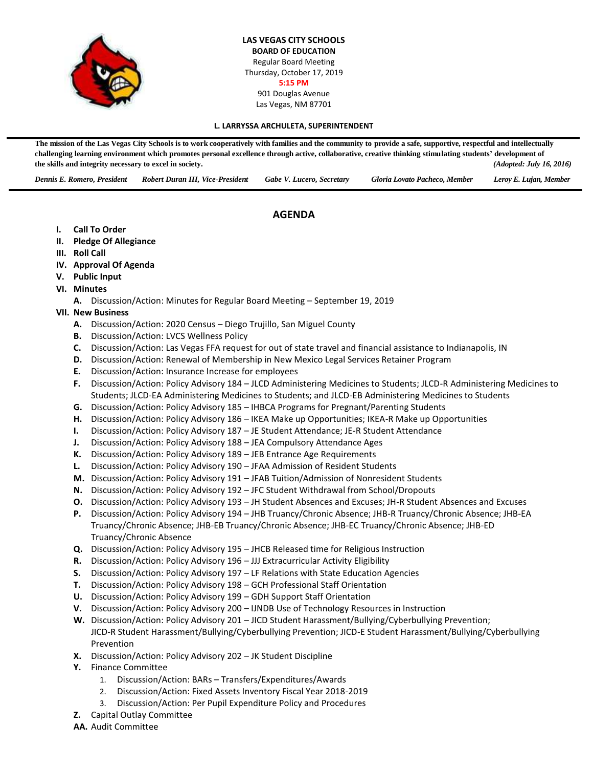**LAS VEGAS CITY SCHOOLS**

**BOARD OF EDUCATION**

Regular Board Meeting

Thursday, October 17, 2019

**5:15 PM**

901 Douglas Avenue

Las Vegas, NM 87701

**L. LARRYSSA ARCHULETA, SUPERINTENDENT**

**The mission of the Las Vegas City Schools is to work cooperatively with families and the community to provide a safe, supportive, respectful and intellectually challenging learning environment which promotes personal excellence through active, collaborative, creative thinking stimulating students' development of the skills and integrity necessary to excel in society.** *(Adopted: July 16, 2016)*

*Dennis E. Romero, President* | *Robert Duran III, Vice-President* | *Gabe V. Lucero, Secretary* | *Gloria Lovato Pacheco, Member* | *Leroy E. Lujan, Member*

## AGENDA

**I. Call To Order**

**II. Pledge Of Allegiance**

**III. Roll Call**

**IV. Approval Of Agenda**

**V. Public Input**

**VI. Minutes**

- **A.** Discussion/Action: Minutes for Regular Board Meeting – September 19, 2019

**VII. New Business**

- **A.** Discussion/Action: 2020 Census – Diego Trujillo, San Miguel County
- **B.** Discussion/Action: LVCS Wellness Policy
- **C.** Discussion/Action: Las Vegas FFA request for out of state travel and financial assistance to Indianapolis, IN
- **D.** Discussion/Action: Renewal of Membership in New Mexico Legal Services Retainer Program
- **E.** Discussion/Action: Insurance Increase for employees
- **F.** Discussion/Action: Policy Advisory 184 – JLCD Administering Medicines to Students; JLCD-R Administering Medicines to Students; JLCD-EA Administering Medicines to Students; and JLCD-EB Administering Medicines to Students
- **G.** Discussion/Action: Policy Advisory 185 – IHBCA Programs for Pregnant/Parenting Students
- **H.** Discussion/Action: Policy Advisory 186 – IKEA Make up Opportunities; IKEA-R Make up Opportunities
- **I.** Discussion/Action: Policy Advisory 187 – JE Student Attendance; JE-R Student Attendance
- **J.** Discussion/Action: Policy Advisory 188 – JEA Compulsory Attendance Ages
- **K.** Discussion/Action: Policy Advisory 189 – JEB Entrance Age Requirements
- **L.** Discussion/Action: Policy Advisory 190 – JFAA Admission of Resident Students
- **M.** Discussion/Action: Policy Advisory 191 – JFAB Tuition/Admission of Nonresident Students
- **N.** Discussion/Action: Policy Advisory 192 – JFC Student Withdrawal from School/Dropouts
- **O.** Discussion/Action: Policy Advisory 193 – JH Student Absences and Excuses; JH-R Student Absences and Excuses
- **P.** Discussion/Action: Policy Advisory 194 – JHB Truancy/Chronic Absence; JHB-R Truancy/Chronic Absence; JHB-EA Truancy/Chronic Absence; JHB-EB Truancy/Chronic Absence; JHB-EC Truancy/Chronic Absence; JHB-ED Truancy/Chronic Absence
- **Q.** Discussion/Action: Policy Advisory 195 – JHCB Released time for Religious Instruction
- **R.** Discussion/Action: Policy Advisory 196 – JJJ Extracurricular Activity Eligibility
- **S.** Discussion/Action: Policy Advisory 197 – LF Relations with State Education Agencies
- **T.** Discussion/Action: Policy Advisory 198 – GCH Professional Staff Orientation
- **U.** Discussion/Action: Policy Advisory 199 – GDH Support Staff Orientation
- **V.** Discussion/Action: Policy Advisory 200 – IJNDB Use of Technology Resources in Instruction
- **W.** Discussion/Action: Policy Advisory 201 – JICD Student Harassment/Bullying/Cyberbullying Prevention; JICD-R Student Harassment/Bullying/Cyberbullying Prevention; JICD-E Student Harassment/Bullying/Cyberbullying Prevention
- **X.** Discussion/Action: Policy Advisory 202 – JK Student Discipline
- **Y.** Finance Committee
  1. Discussion/Action: BARs – Transfers/Expenditures/Awards
  2. Discussion/Action: Fixed Assets Inventory Fiscal Year 2018-2019
  3. Discussion/Action: Per Pupil Expenditure Policy and Procedures
- **Z.** Capital Outlay Committee
- **AA.** Audit Committee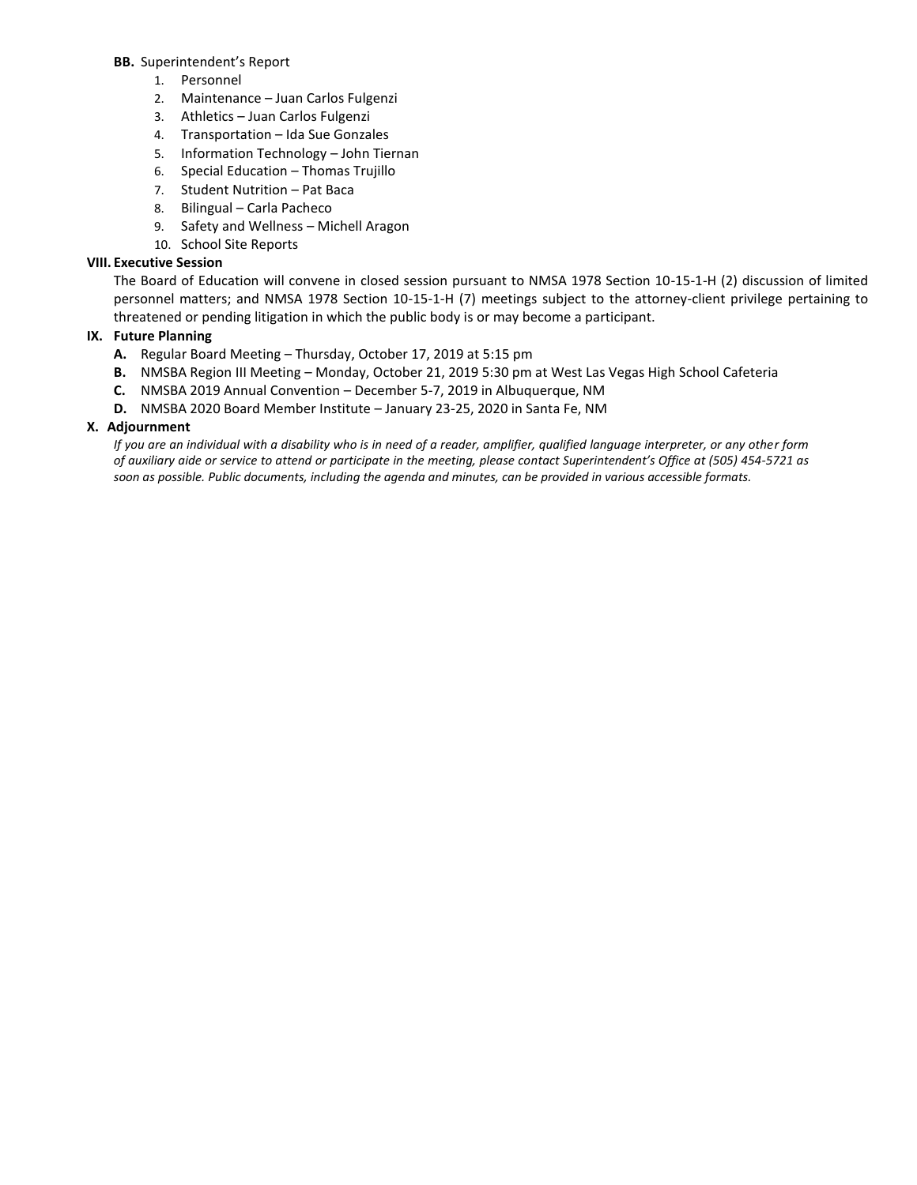**BB.** Superintendent's Report

1. Personnel
2. Maintenance – Juan Carlos Fulgenzi
3. Athletics – Juan Carlos Fulgenzi
4. Transportation – Ida Sue Gonzales
5. Information Technology – John Tiernan
6. Special Education – Thomas Trujillo
7. Student Nutrition – Pat Baca
8. Bilingual – Carla Pacheco
9. Safety and Wellness – Michell Aragon
10. School Site Reports

**VIII. Executive Session**

The Board of Education will convene in closed session pursuant to NMSA 1978 Section 10-15-1-H (2) discussion of limited personnel matters; and NMSA 1978 Section 10-15-1-H (7) meetings subject to the attorney-client privilege pertaining to threatened or pending litigation in which the public body is or may become a participant.

**IX. Future Planning**

**A.** Regular Board Meeting – Thursday, October 17, 2019 at 5:15 pm

**B.** NMSBA Region III Meeting – Monday, October 21, 2019 5:30 pm at West Las Vegas High School Cafeteria

**C.** NMSBA 2019 Annual Convention – December 5-7, 2019 in Albuquerque, NM

**D.** NMSBA 2020 Board Member Institute – January 23-25, 2020 in Santa Fe, NM

**X. Adjournment**

*If you are an individual with a disability who is in need of a reader, amplifier, qualified language interpreter, or any other form of auxiliary aide or service to attend or participate in the meeting, please contact Superintendent's Office at (505) 454-5721 as soon as possible. Public documents, including the agenda and minutes, can be provided in various accessible formats.*